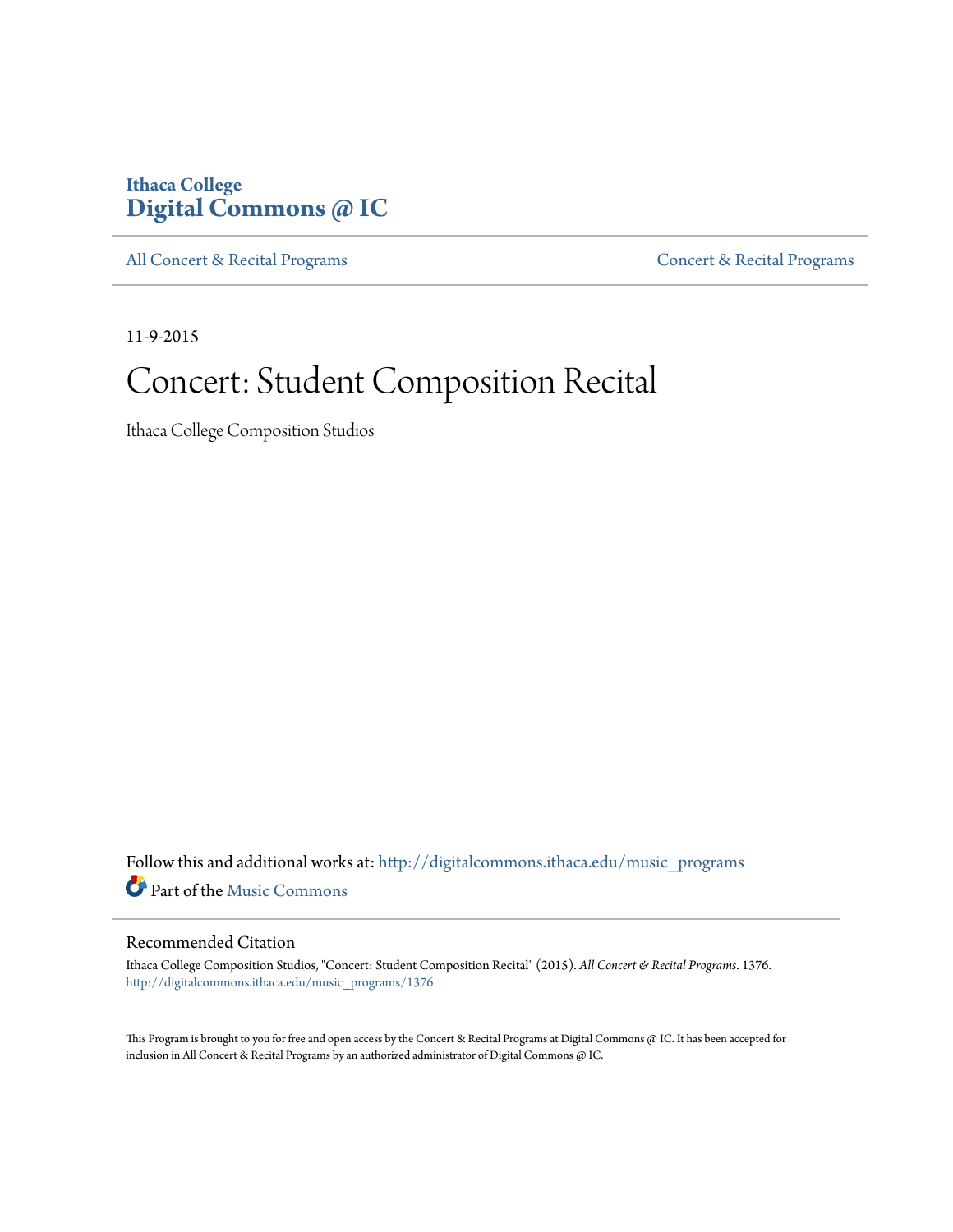**Ithaca College**
**Digital Commons @ IC**

All Concert & Recital Programs | Concert & Recital Programs

11-9-2015

# Concert: Student Composition Recital

Ithaca College Composition Studios

Follow this and additional works at: http://digitalcommons.ithaca.edu/music_programs

Part of the Music Commons

## Recommended Citation

Ithaca College Composition Studios, "Concert: Student Composition Recital" (2015). *All Concert & Recital Programs*. 1376.
http://digitalcommons.ithaca.edu/music_programs/1376

This Program is brought to you for free and open access by the Concert & Recital Programs at Digital Commons @ IC. It has been accepted for inclusion in All Concert & Recital Programs by an authorized administrator of Digital Commons @ IC.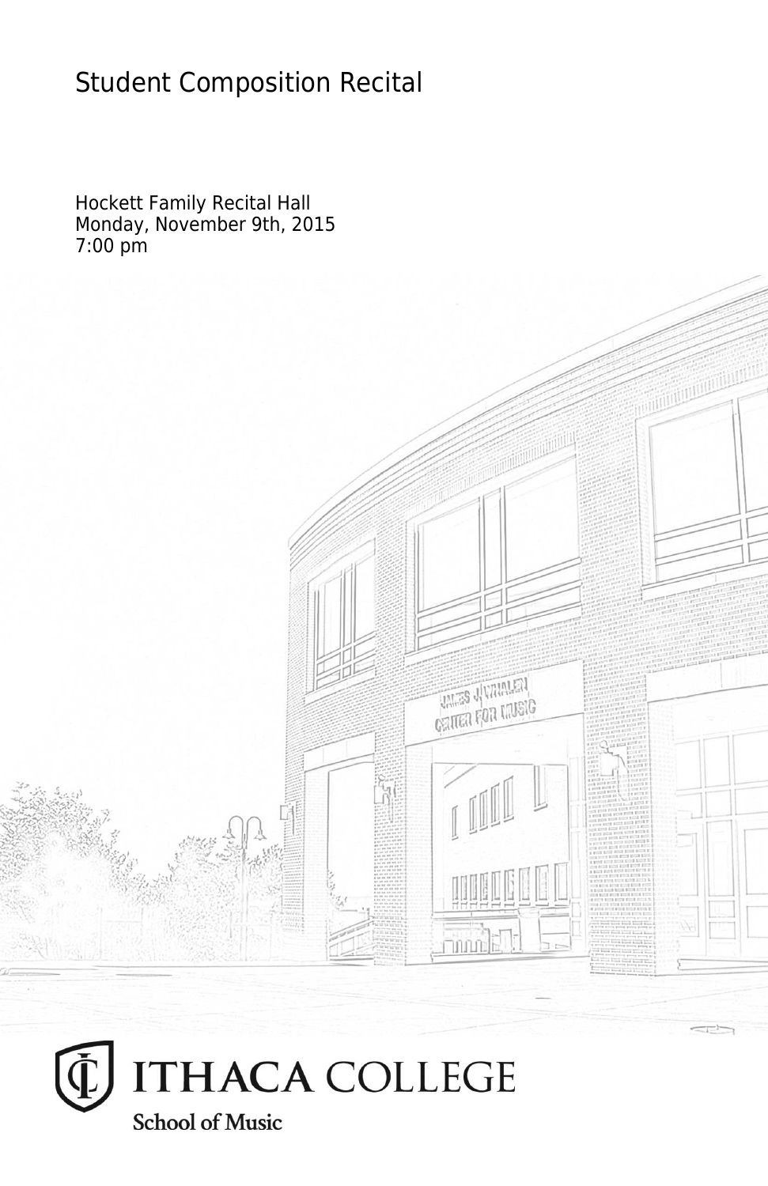# Student Composition Recital

Hockett Family Recital Hall
Monday, November 9th, 2015
7:00 pm

ITHACA COLLEGE
School of Music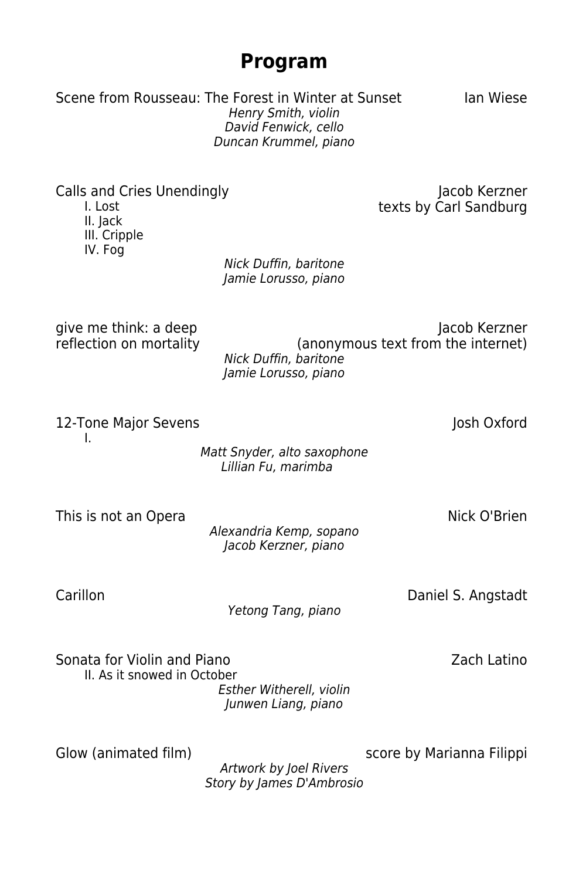# Program

Scene from Rousseau: The Forest in Winter at Sunset — Ian Wiese

*Henry Smith, violin*
*David Fenwick, cello*
*Duncan Krummel, piano*

Calls and Cries Unendingly — Jacob Kerzner
texts by Carl Sandburg

I. Lost
II. Jack
III. Cripple
IV. Fog

*Nick Duffin, baritone*
*Jamie Lorusso, piano*

give me think: a deep reflection on mortality — Jacob Kerzner
(anonymous text from the internet)

*Nick Duffin, baritone*
*Jamie Lorusso, piano*

12-Tone Major Sevens — Josh Oxford

I.

*Matt Snyder, alto saxophone*
*Lillian Fu, marimba*

This is not an Opera — Nick O'Brien

*Alexandria Kemp, sopano*
*Jacob Kerzner, piano*

Carillon — Daniel S. Angstadt

*Yetong Tang, piano*

Sonata for Violin and Piano — Zach Latino

II. As it snowed in October

*Esther Witherell, violin*
*Junwen Liang, piano*

Glow (animated film) — score by Marianna Filippi

*Artwork by Joel Rivers*
*Story by James D'Ambrosio*